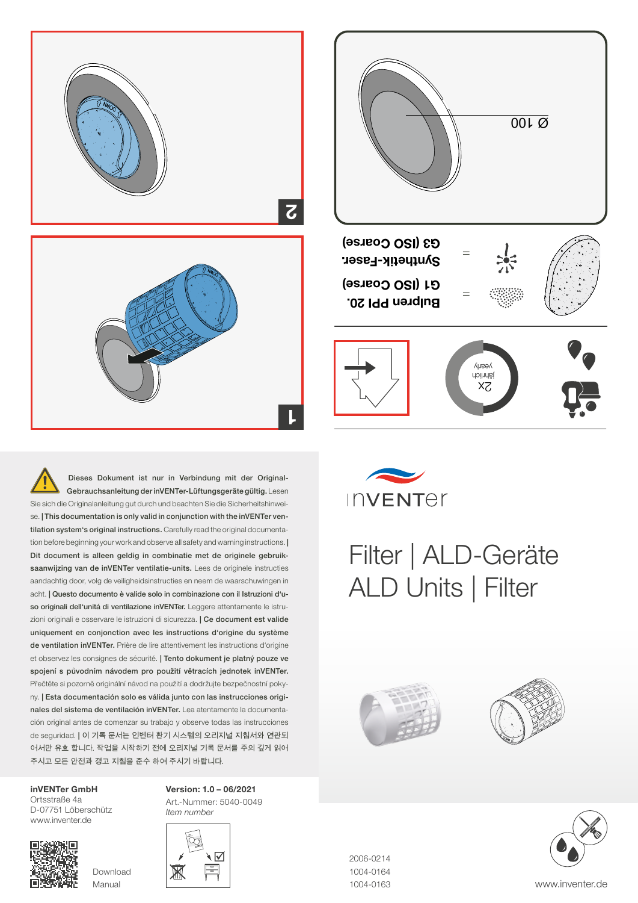2

1

Ø 100

G3 (ISO Coarse) = Synthetik-Faser.

G1 (ISO Coarse) = Bulpren PPI 20.

2x jährlich yearly

Dieses Dokument ist nur in Verbindung mit der Original-Gebrauchsanleitung der inVENTer-Lüftungsgeräte gültig. Lesen Sie sich die Originalanleitung gut durch und beachten Sie die Sicherheitshinweise. | **This documentation is only valid in conjunction with the inVENTer ventilation system's original instructions.** Carefully read the original documentation before beginning your work and observe all safety and warning instructions. | **Dit document is alleen geldig in combinatie met de originele gebruiksaanwijzing van de inVENTer ventilatie-units.** Lees de originele instructies aandachtig door, volg de veiligheidsinstructies en neem de waarschuwingen in acht. | **Questo documento è valide solo in combinazione con il Istruzioni d'uso originali dell'unità di ventilazione inVENTer.** Leggere attentamente le istruzioni originali e osservare le istruzioni di sicurezza. | **Ce document est valide uniquement en conjonction avec les instructions d'origine du système de ventilation inVENTer.** Prière de lire attentivement les instructions d'origine et observez les consignes de sécurité. | **Tento dokument je platný pouze ve spojení s původním návodem pro použití větracích jednotek inVENTer.** Přečtěte si pozorně originální návod na použití a dodržujte bezpečnostní pokyny. | **Esta documentación solo es válida junto con las instrucciones originales del sistema de ventilación inVENTer.** Lea atentamente la documentación original antes de comenzar su trabajo y observe todas las instrucciones de seguridad. | 이 기록 문서는 인벤터 환기 시스템의 오리지널 지침서와 연관되어서만 유효 합니다. 작업을 시작하기 전에 오리지널 기록 문서를 주의 깊게 읽어 주시고 모든 안전과 경고 지침을 준수 하여 주시기 바랍니다.

**inVENTer GmbH**
Ortsstraße 4a
D-07751 Löberschütz
www.inventer.de

Download Manual

**Version: 1.0 – 06/2021**
Art.-Nummer: 5040-0049
*Item number*

inVENTer

# Filter | ALD-Geräte
# ALD Units | Filter

2006-0214
1004-0164
1004-0163

www.inventer.de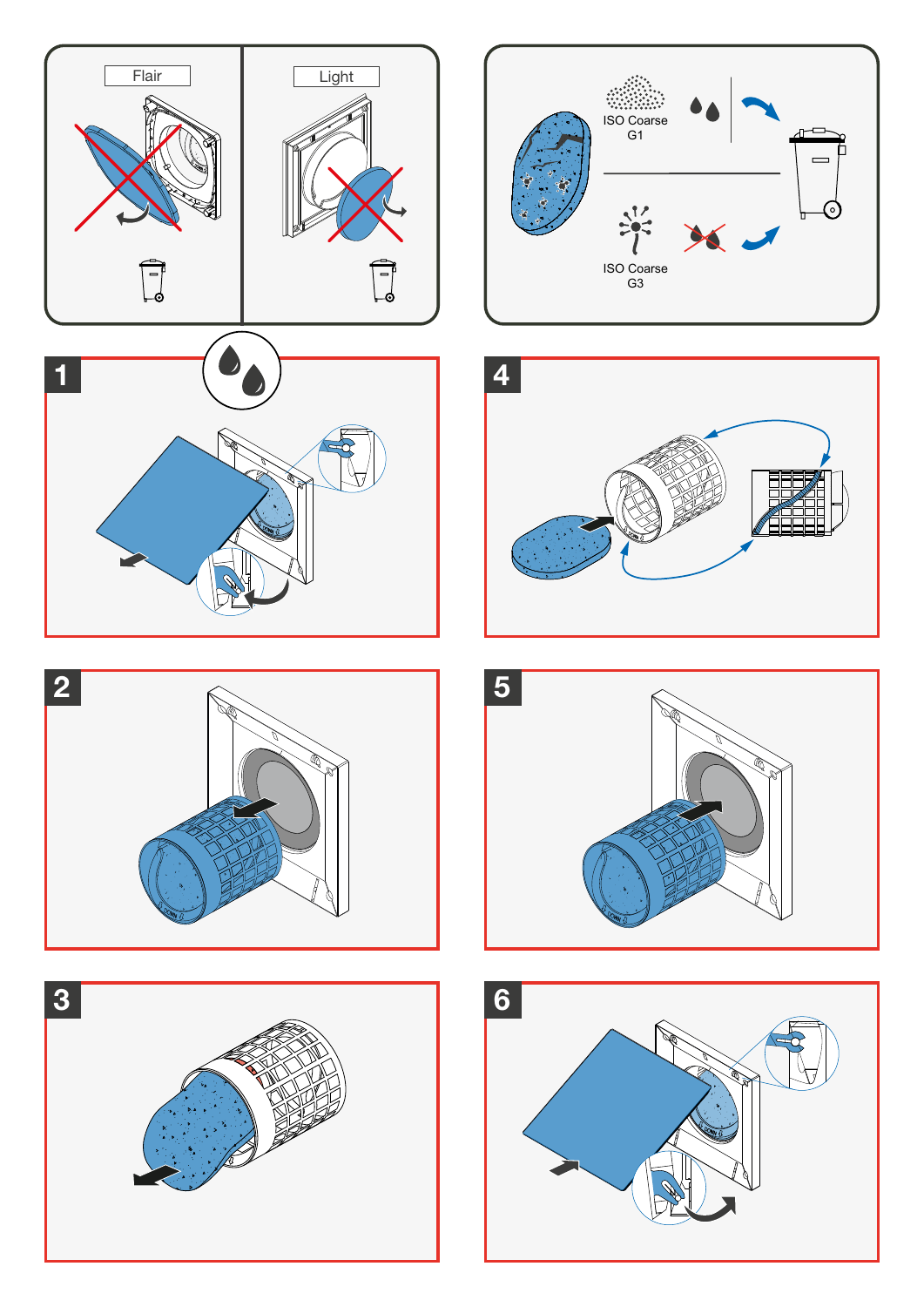Flair

Light

ISO Coarse
G1

ISO Coarse
G3

1

2

3

4

5

6